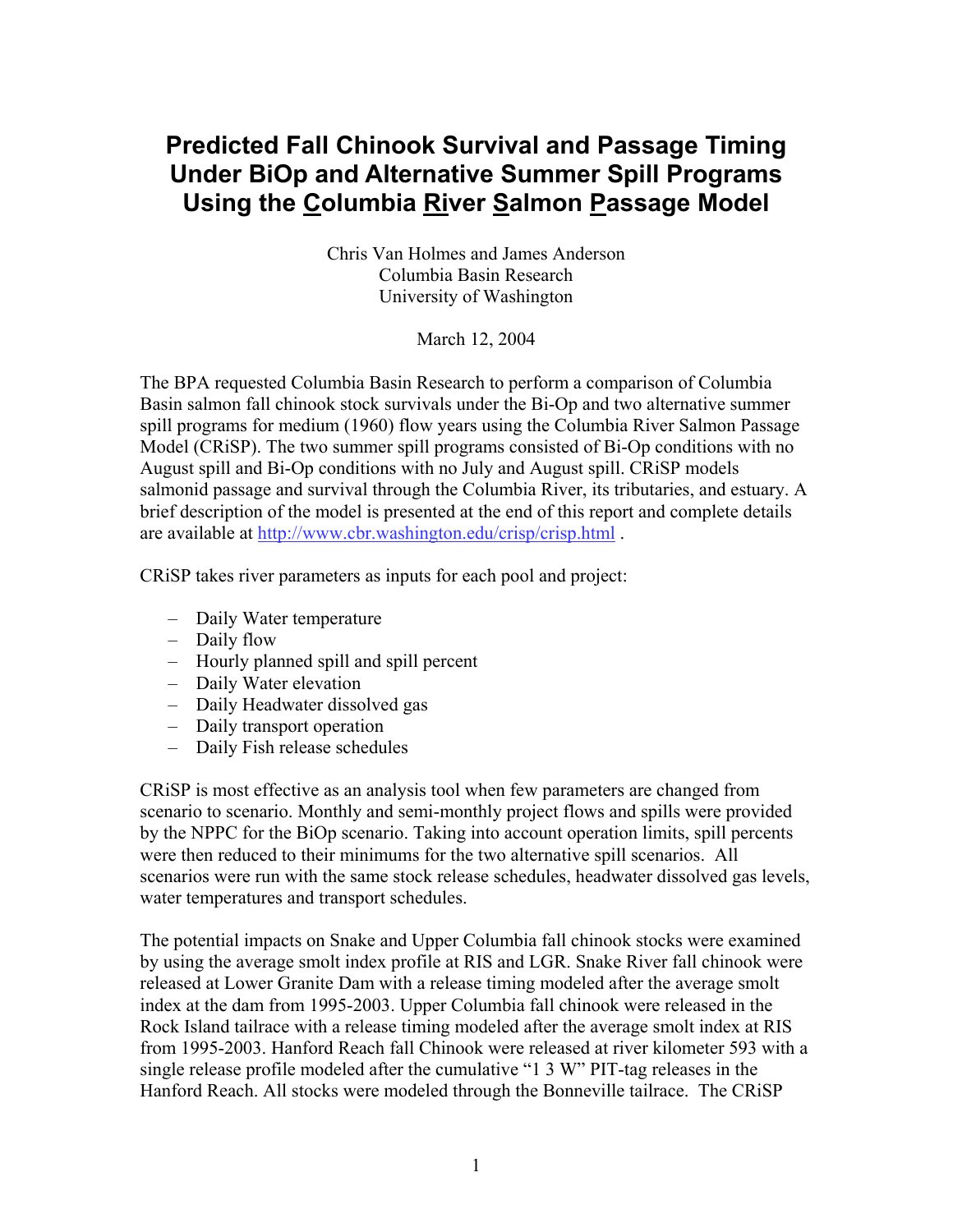# Predicted Fall Chinook Survival and Passage Timing Under BiOp and Alternative Summer Spill Programs Using the Columbia River Salmon Passage Model

Chris Van Holmes and James Anderson  
Columbia Basin Research  
University of Washington

March 12, 2004

The BPA requested Columbia Basin Research to perform a comparison of Columbia Basin salmon fall chinook stock survivals under the Bi-Op and two alternative summer spill programs for medium (1960) flow years using the Columbia River Salmon Passage Model (CRiSP). The two summer spill programs consisted of Bi-Op conditions with no August spill and Bi-Op conditions with no July and August spill. CRiSP models salmonid passage and survival through the Columbia River, its tributaries, and estuary. A brief description of the model is presented at the end of this report and complete details are available at http://www.cbr.washington.edu/crisp/crisp.html .

CRiSP takes river parameters as inputs for each pool and project:

- Daily Water temperature
- Daily flow
- Hourly planned spill and spill percent
- Daily Water elevation
- Daily Headwater dissolved gas
- Daily transport operation
- Daily Fish release schedules

CRiSP is most effective as an analysis tool when few parameters are changed from scenario to scenario. Monthly and semi-monthly project flows and spills were provided by the NPPC for the BiOp scenario. Taking into account operation limits, spill percents were then reduced to their minimums for the two alternative spill scenarios. All scenarios were run with the same stock release schedules, headwater dissolved gas levels, water temperatures and transport schedules.

The potential impacts on Snake and Upper Columbia fall chinook stocks were examined by using the average smolt index profile at RIS and LGR. Snake River fall chinook were released at Lower Granite Dam with a release timing modeled after the average smolt index at the dam from 1995-2003. Upper Columbia fall chinook were released in the Rock Island tailrace with a release timing modeled after the average smolt index at RIS from 1995-2003. Hanford Reach fall Chinook were released at river kilometer 593 with a single release profile modeled after the cumulative "1 3 W" PIT-tag releases in the Hanford Reach. All stocks were modeled through the Bonneville tailrace. The CRiSP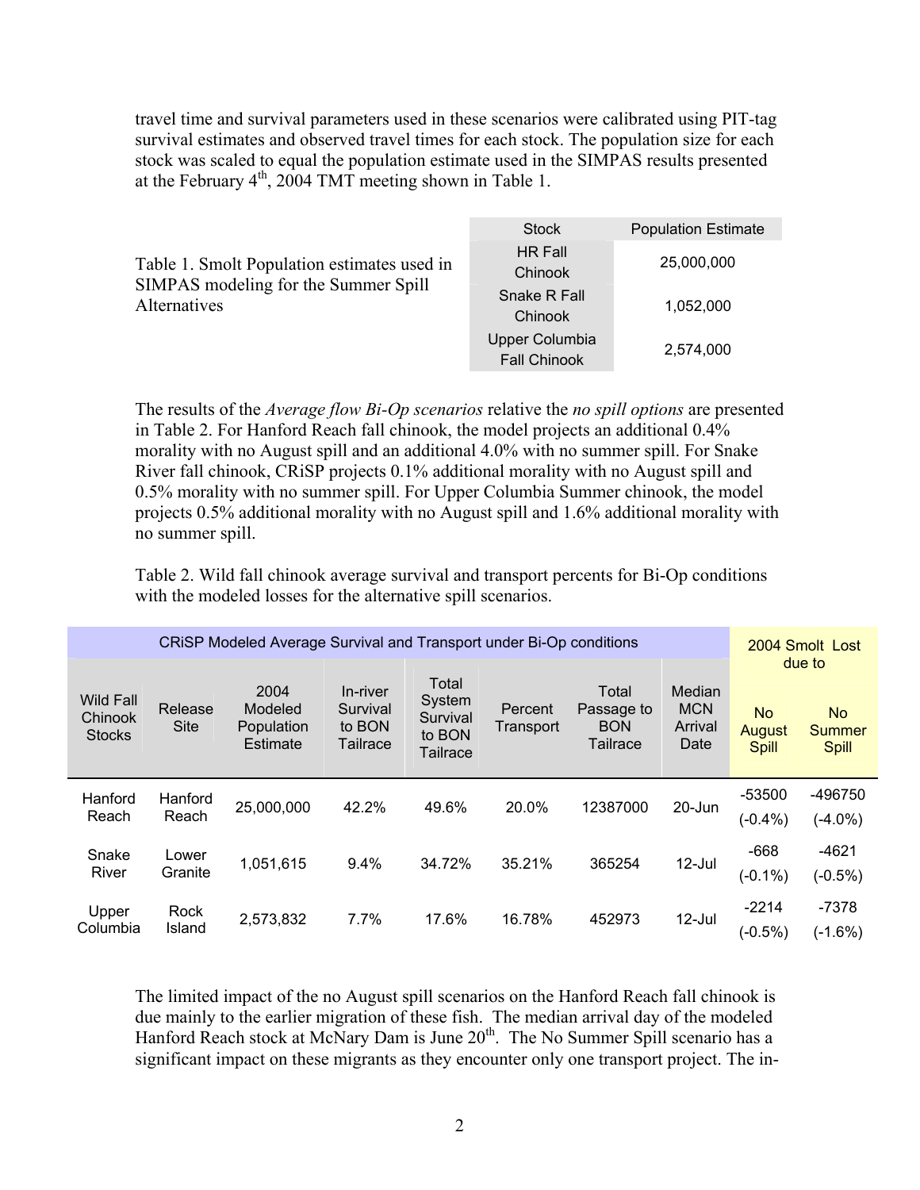travel time and survival parameters used in these scenarios were calibrated using PIT-tag survival estimates and observed travel times for each stock. The population size for each stock was scaled to equal the population estimate used in the SIMPAS results presented at the February 4th, 2004 TMT meeting shown in Table 1.

Table 1. Smolt Population estimates used in SIMPAS modeling for the Summer Spill Alternatives

| Stock | Population Estimate |
|---|---|
| HR Fall Chinook | 25,000,000 |
| Snake R Fall Chinook | 1,052,000 |
| Upper Columbia Fall Chinook | 2,574,000 |

The results of the *Average flow Bi-Op scenarios* relative the *no spill options* are presented in Table 2. For Hanford Reach fall chinook, the model projects an additional 0.4% morality with no August spill and an additional 4.0% with no summer spill. For Snake River fall chinook, CRiSP projects 0.1% additional morality with no August spill and 0.5% morality with no summer spill. For Upper Columbia Summer chinook, the model projects 0.5% additional morality with no August spill and 1.6% additional morality with no summer spill.

Table 2. Wild fall chinook average survival and transport percents for Bi-Op conditions with the modeled losses for the alternative spill scenarios.

| CRiSP Modeled Average Survival and Transport under Bi-Op conditions | | | | | | | | 2004 Smolt Lost due to | |
|---|---|---|---|---|---|---|---|---|---|
| Wild Fall Chinook Stocks | Release Site | 2004 Modeled Population Estimate | In-river Survival to BON Tailrace | Total System Survival to BON Tailrace | Percent Transport | Total Passage to BON Tailrace | Median MCN Arrival Date | No August Spill | No Summer Spill |
| Hanford Reach | Hanford Reach | 25,000,000 | 42.2% | 49.6% | 20.0% | 12387000 | 20-Jun | -53500 (-0.4%) | -496750 (-4.0%) |
| Snake River | Lower Granite | 1,051,615 | 9.4% | 34.72% | 35.21% | 365254 | 12-Jul | -668 (-0.1%) | -4621 (-0.5%) |
| Upper Columbia | Rock Island | 2,573,832 | 7.7% | 17.6% | 16.78% | 452973 | 12-Jul | -2214 (-0.5%) | -7378 (-1.6%) |

The limited impact of the no August spill scenarios on the Hanford Reach fall chinook is due mainly to the earlier migration of these fish. The median arrival day of the modeled Hanford Reach stock at McNary Dam is June 20th. The No Summer Spill scenario has a significant impact on these migrants as they encounter only one transport project. The in-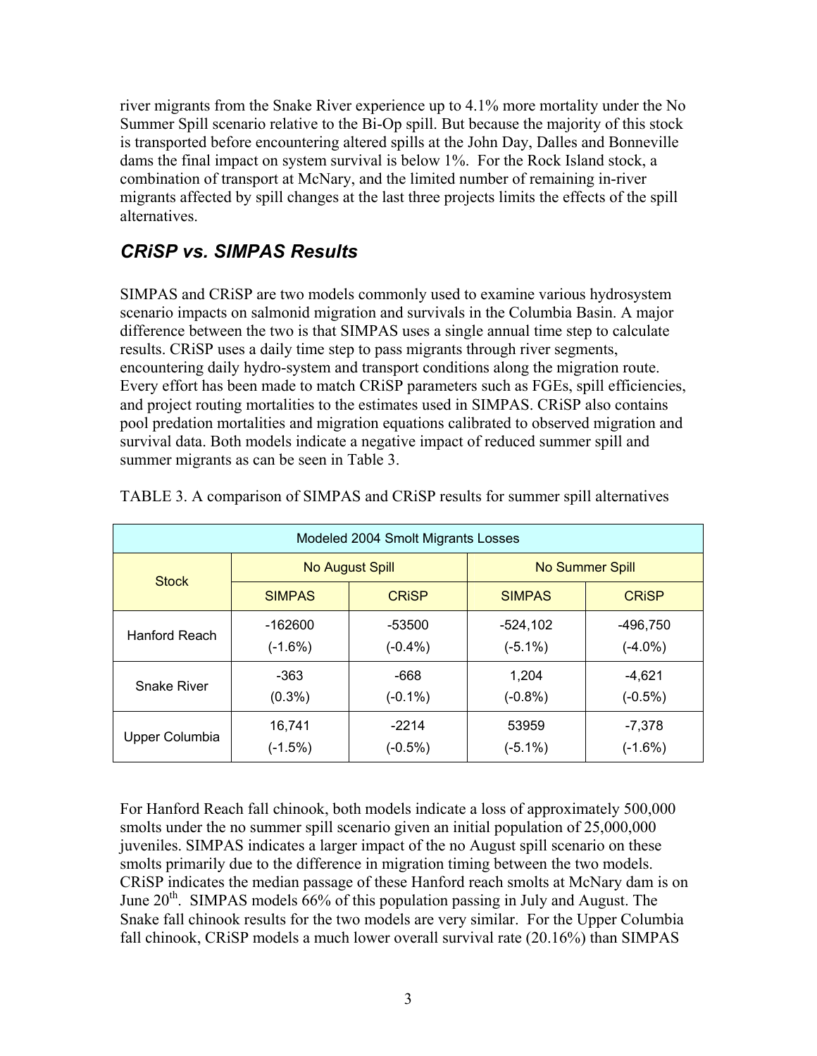river migrants from the Snake River experience up to 4.1% more mortality under the No Summer Spill scenario relative to the Bi-Op spill. But because the majority of this stock is transported before encountering altered spills at the John Day, Dalles and Bonneville dams the final impact on system survival is below 1%. For the Rock Island stock, a combination of transport at McNary, and the limited number of remaining in-river migrants affected by spill changes at the last three projects limits the effects of the spill alternatives.

## *CRiSP vs. SIMPAS Results*

SIMPAS and CRiSP are two models commonly used to examine various hydrosystem scenario impacts on salmonid migration and survivals in the Columbia Basin. A major difference between the two is that SIMPAS uses a single annual time step to calculate results. CRiSP uses a daily time step to pass migrants through river segments, encountering daily hydro-system and transport conditions along the migration route. Every effort has been made to match CRiSP parameters such as FGEs, spill efficiencies, and project routing mortalities to the estimates used in SIMPAS. CRiSP also contains pool predation mortalities and migration equations calibrated to observed migration and survival data. Both models indicate a negative impact of reduced summer spill and summer migrants as can be seen in Table 3.

TABLE 3. A comparison of SIMPAS and CRiSP results for summer spill alternatives

| Modeled 2004 Smolt Migrants Losses | | | | |
|---|---|---|---|---|
| Stock | No August Spill | | No Summer Spill | |
| | SIMPAS | CRiSP | SIMPAS | CRiSP |
| Hanford Reach | -162600 (-1.6%) | -53500 (-0.4%) | -524,102 (-5.1%) | -496,750 (-4.0%) |
| Snake River | -363 (0.3%) | -668 (-0.1%) | 1,204 (-0.8%) | -4,621 (-0.5%) |
| Upper Columbia | 16,741 (-1.5%) | -2214 (-0.5%) | 53959 (-5.1%) | -7,378 (-1.6%) |

For Hanford Reach fall chinook, both models indicate a loss of approximately 500,000 smolts under the no summer spill scenario given an initial population of 25,000,000 juveniles. SIMPAS indicates a larger impact of the no August spill scenario on these smolts primarily due to the difference in migration timing between the two models. CRiSP indicates the median passage of these Hanford reach smolts at McNary dam is on June 20th. SIMPAS models 66% of this population passing in July and August. The Snake fall chinook results for the two models are very similar. For the Upper Columbia fall chinook, CRiSP models a much lower overall survival rate (20.16%) than SIMPAS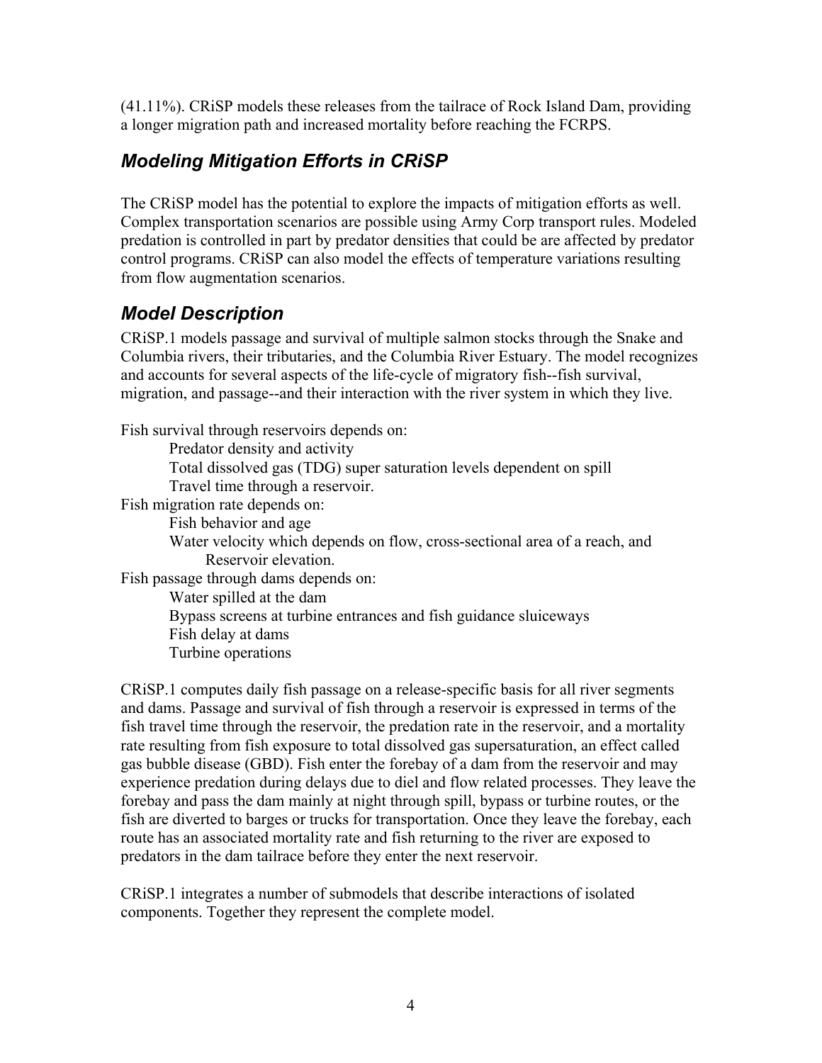(41.11%). CRiSP models these releases from the tailrace of Rock Island Dam, providing a longer migration path and increased mortality before reaching the FCRPS.

## *Modeling Mitigation Efforts in CRiSP*

The CRiSP model has the potential to explore the impacts of mitigation efforts as well. Complex transportation scenarios are possible using Army Corp transport rules. Modeled predation is controlled in part by predator densities that could be are affected by predator control programs. CRiSP can also model the effects of temperature variations resulting from flow augmentation scenarios.

## *Model Description*

CRiSP.1 models passage and survival of multiple salmon stocks through the Snake and Columbia rivers, their tributaries, and the Columbia River Estuary. The model recognizes and accounts for several aspects of the life-cycle of migratory fish--fish survival, migration, and passage--and their interaction with the river system in which they live.

Fish survival through reservoirs depends on:
- Predator density and activity
- Total dissolved gas (TDG) super saturation levels dependent on spill
- Travel time through a reservoir.

Fish migration rate depends on:
- Fish behavior and age
- Water velocity which depends on flow, cross-sectional area of a reach, and Reservoir elevation.

Fish passage through dams depends on:
- Water spilled at the dam
- Bypass screens at turbine entrances and fish guidance sluiceways
- Fish delay at dams
- Turbine operations

CRiSP.1 computes daily fish passage on a release-specific basis for all river segments and dams. Passage and survival of fish through a reservoir is expressed in terms of the fish travel time through the reservoir, the predation rate in the reservoir, and a mortality rate resulting from fish exposure to total dissolved gas supersaturation, an effect called gas bubble disease (GBD). Fish enter the forebay of a dam from the reservoir and may experience predation during delays due to diel and flow related processes. They leave the forebay and pass the dam mainly at night through spill, bypass or turbine routes, or the fish are diverted to barges or trucks for transportation. Once they leave the forebay, each route has an associated mortality rate and fish returning to the river are exposed to predators in the dam tailrace before they enter the next reservoir.

CRiSP.1 integrates a number of submodels that describe interactions of isolated components. Together they represent the complete model.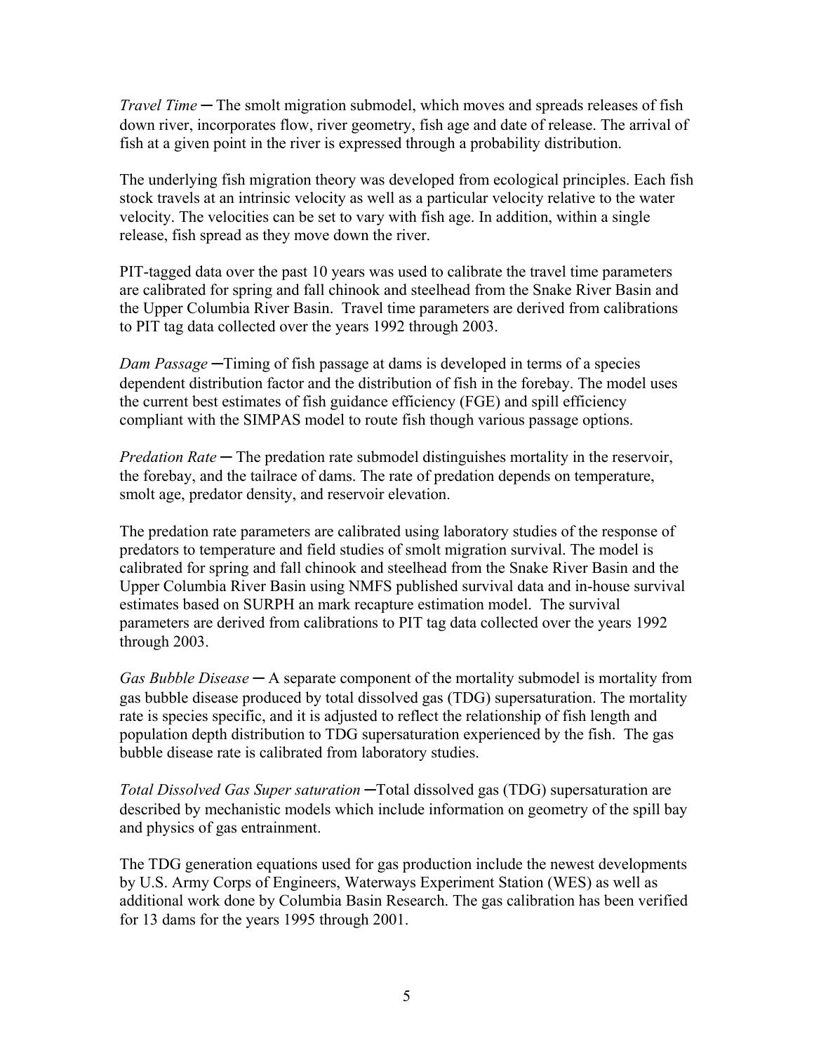*Travel Time* ─ The smolt migration submodel, which moves and spreads releases of fish down river, incorporates flow, river geometry, fish age and date of release. The arrival of fish at a given point in the river is expressed through a probability distribution.

The underlying fish migration theory was developed from ecological principles. Each fish stock travels at an intrinsic velocity as well as a particular velocity relative to the water velocity. The velocities can be set to vary with fish age. In addition, within a single release, fish spread as they move down the river.

PIT-tagged data over the past 10 years was used to calibrate the travel time parameters are calibrated for spring and fall chinook and steelhead from the Snake River Basin and the Upper Columbia River Basin. Travel time parameters are derived from calibrations to PIT tag data collected over the years 1992 through 2003.

*Dam Passage* ─Timing of fish passage at dams is developed in terms of a species dependent distribution factor and the distribution of fish in the forebay. The model uses the current best estimates of fish guidance efficiency (FGE) and spill efficiency compliant with the SIMPAS model to route fish though various passage options.

*Predation Rate* ─ The predation rate submodel distinguishes mortality in the reservoir, the forebay, and the tailrace of dams. The rate of predation depends on temperature, smolt age, predator density, and reservoir elevation.

The predation rate parameters are calibrated using laboratory studies of the response of predators to temperature and field studies of smolt migration survival. The model is calibrated for spring and fall chinook and steelhead from the Snake River Basin and the Upper Columbia River Basin using NMFS published survival data and in-house survival estimates based on SURPH an mark recapture estimation model. The survival parameters are derived from calibrations to PIT tag data collected over the years 1992 through 2003.

*Gas Bubble Disease* ─ A separate component of the mortality submodel is mortality from gas bubble disease produced by total dissolved gas (TDG) supersaturation. The mortality rate is species specific, and it is adjusted to reflect the relationship of fish length and population depth distribution to TDG supersaturation experienced by the fish. The gas bubble disease rate is calibrated from laboratory studies.

*Total Dissolved Gas Super saturation* ─Total dissolved gas (TDG) supersaturation are described by mechanistic models which include information on geometry of the spill bay and physics of gas entrainment.

The TDG generation equations used for gas production include the newest developments by U.S. Army Corps of Engineers, Waterways Experiment Station (WES) as well as additional work done by Columbia Basin Research. The gas calibration has been verified for 13 dams for the years 1995 through 2001.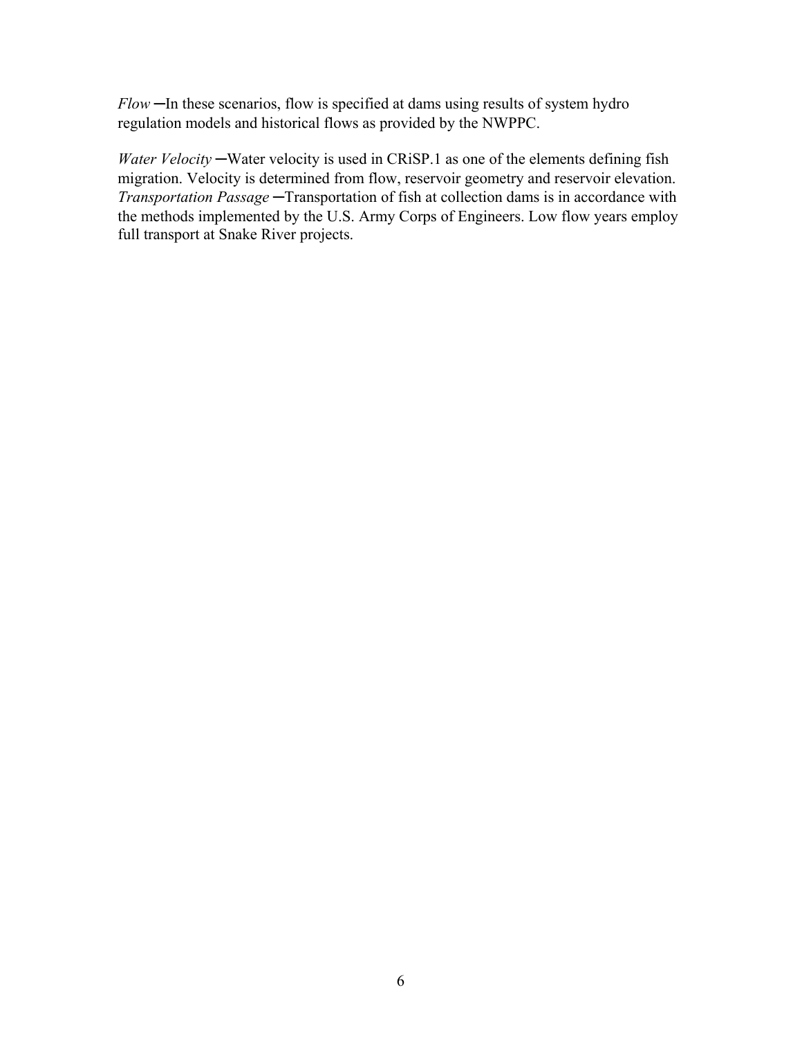*Flow* ─In these scenarios, flow is specified at dams using results of system hydro regulation models and historical flows as provided by the NWPPC.

*Water Velocity* ─Water velocity is used in CRiSP.1 as one of the elements defining fish migration. Velocity is determined from flow, reservoir geometry and reservoir elevation. *Transportation Passage* ─Transportation of fish at collection dams is in accordance with the methods implemented by the U.S. Army Corps of Engineers. Low flow years employ full transport at Snake River projects.